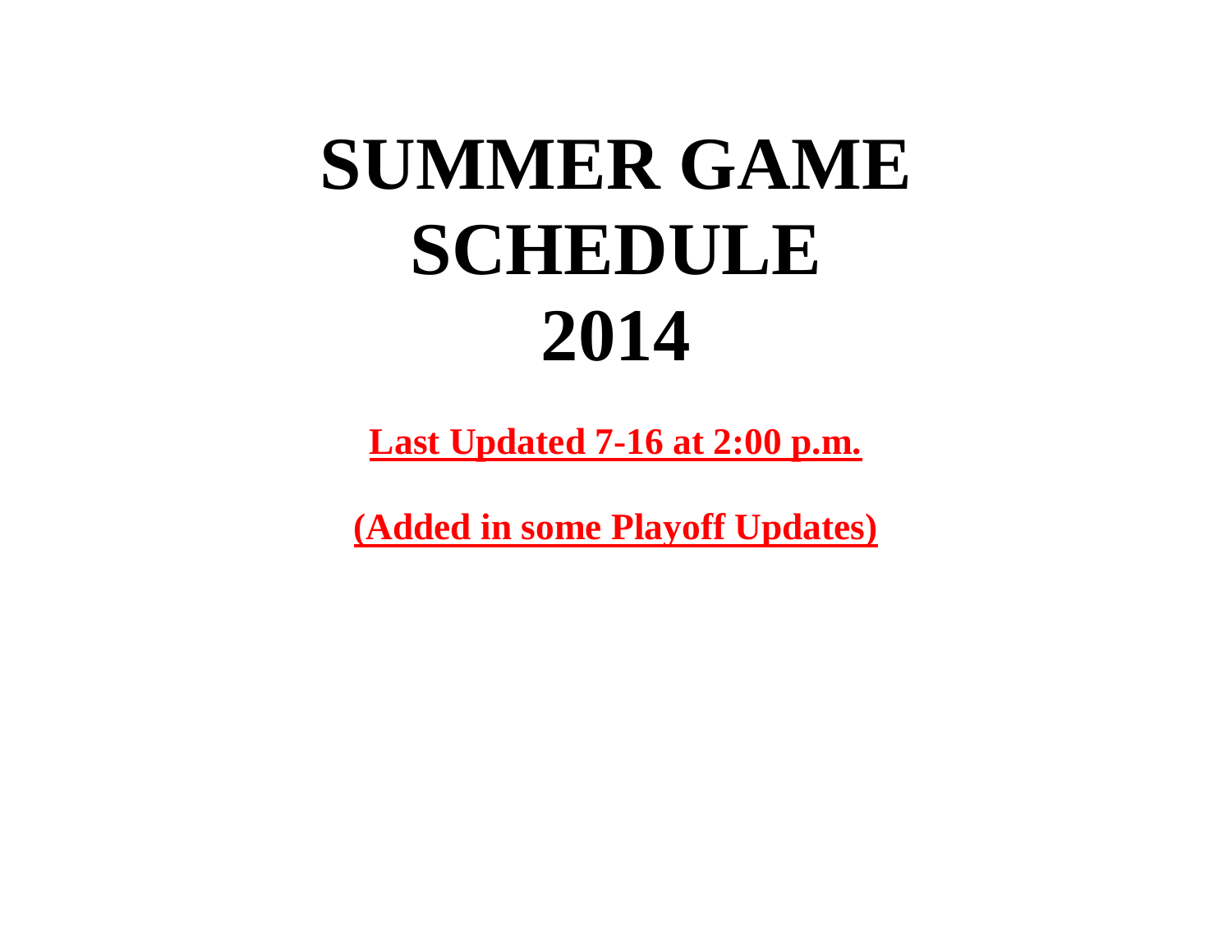# SUMMER GAME SCHEDULE 2014

**Last Updated 7-16 at 2:00 p.m.**

**(Added in some Playoff Updates)**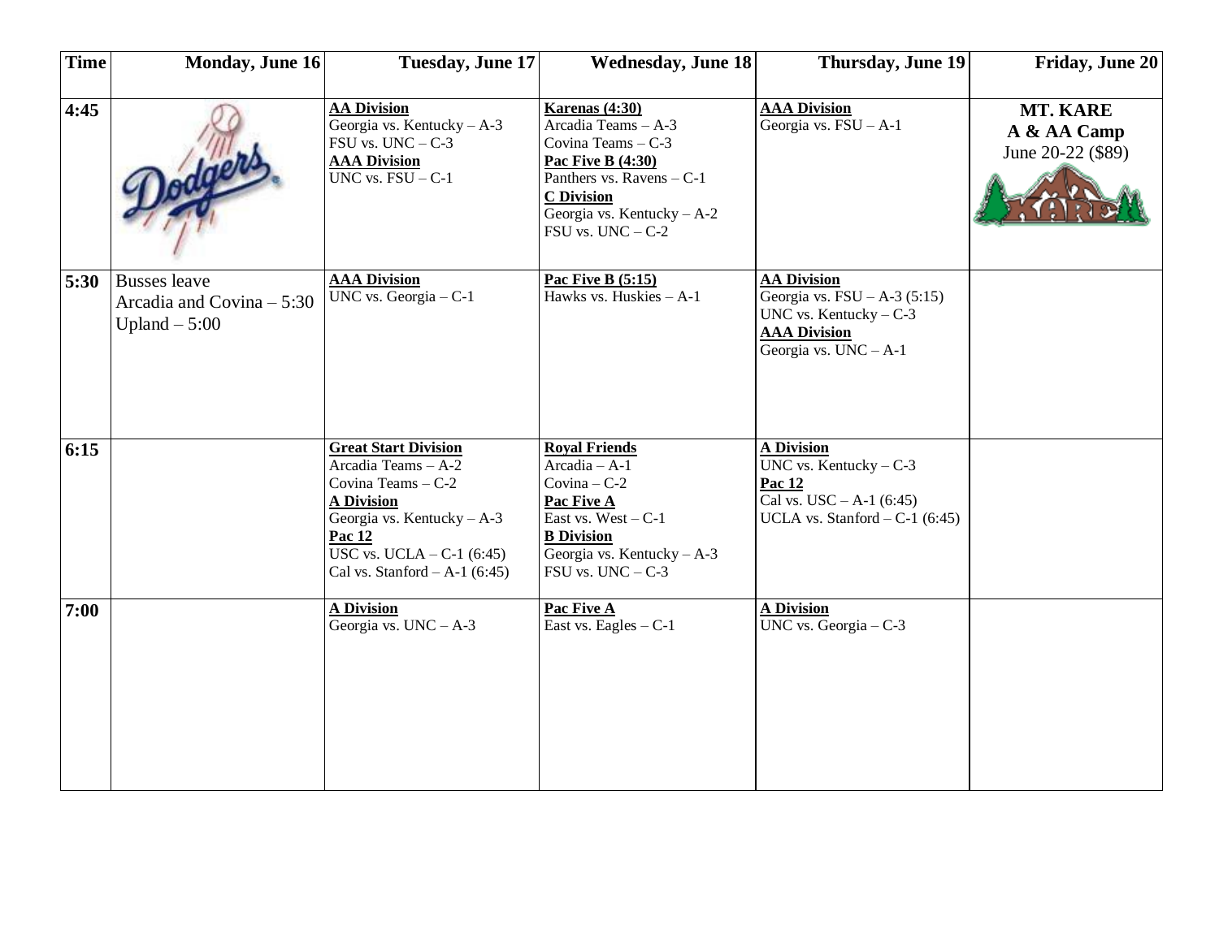| Time | Monday, June 16 | Tuesday, June 17 | Wednesday, June 18 | Thursday, June 19 | Friday, June 20 |
|---|---|---|---|---|---|
| 4:45 | | **AA Division**<br>Georgia vs. Kentucky – A-3<br>FSU vs. UNC – C-3<br>**AAA Division**<br>UNC vs. FSU – C-1 | **Karenas (4:30)**<br>Arcadia Teams – A-3<br>Covina Teams – C-3<br>**Pac Five B (4:30)**<br>Panthers vs. Ravens – C-1<br>**C Division**<br>Georgia vs. Kentucky – A-2<br>FSU vs. UNC – C-2 | **AAA Division**<br>Georgia vs. FSU – A-1 | **MT. KARE**<br>**A & AA Camp**<br>June 20-22 ($89) |
| 5:30 | Busses leave<br>Arcadia and Covina – 5:30<br>Upland – 5:00 | **AAA Division**<br>UNC vs. Georgia – C-1 | **Pac Five B (5:15)**<br>Hawks vs. Huskies – A-1 | **AA Division**<br>Georgia vs. FSU – A-3 (5:15)<br>UNC vs. Kentucky – C-3<br>**AAA Division**<br>Georgia vs. UNC – A-1 | |
| 6:15 | | **Great Start Division**<br>Arcadia Teams – A-2<br>Covina Teams – C-2<br>**A Division**<br>Georgia vs. Kentucky – A-3<br>**Pac 12**<br>USC vs. UCLA – C-1 (6:45)<br>Cal vs. Stanford – A-1 (6:45) | **Royal Friends**<br>Arcadia – A-1<br>Covina – C-2<br>**Pac Five A**<br>East vs. West – C-1<br>**B Division**<br>Georgia vs. Kentucky – A-3<br>FSU vs. UNC – C-3 | **A Division**<br>UNC vs. Kentucky – C-3<br>**Pac 12**<br>Cal vs. USC – A-1 (6:45)<br>UCLA vs. Stanford – C-1 (6:45) | |
| 7:00 | | **A Division**<br>Georgia vs. UNC – A-3 | **Pac Five A**<br>East vs. Eagles – C-1 | **A Division**<br>UNC vs. Georgia – C-3 | |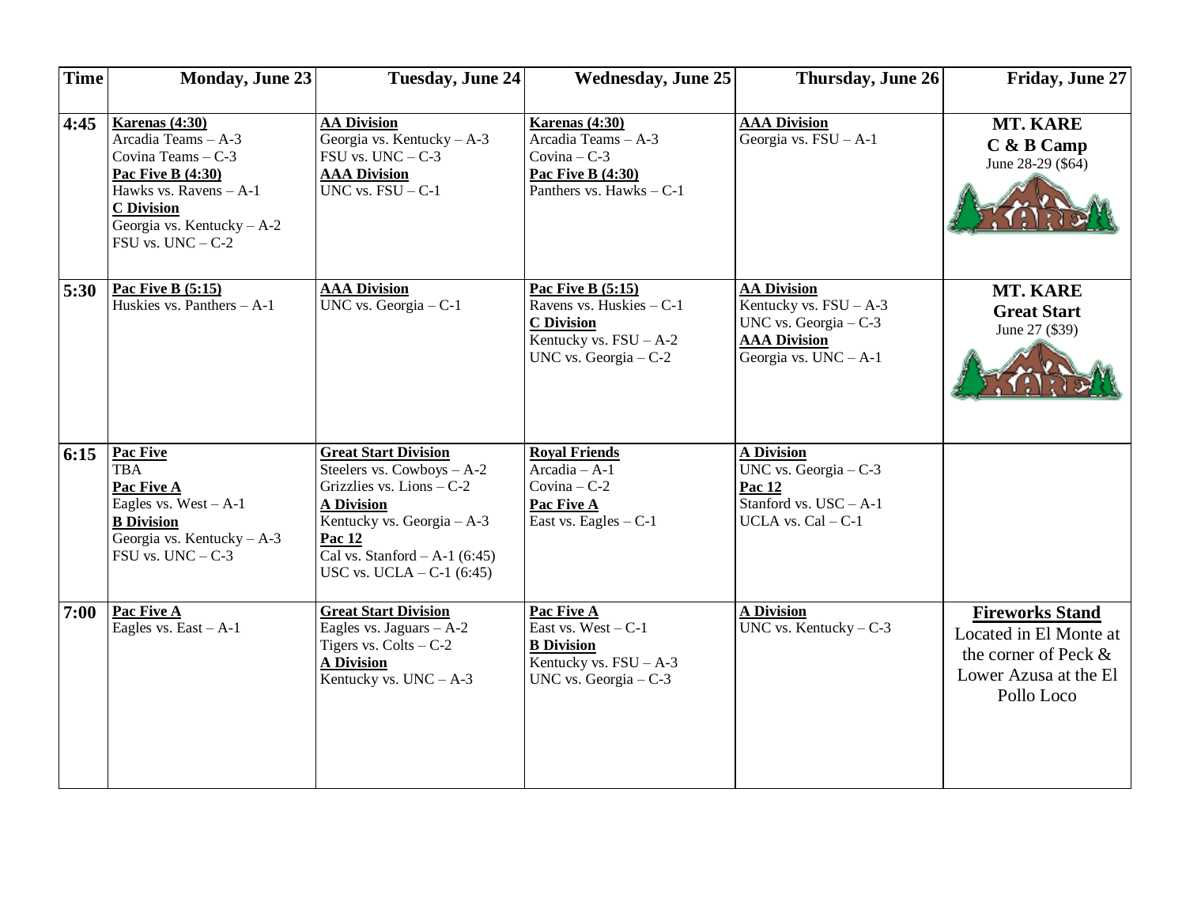| Time | Monday, June 23 | Tuesday, June 24 | Wednesday, June 25 | Thursday, June 26 | Friday, June 27 |
|---|---|---|---|---|---|
| 4:45 | **Karenas (4:30)**<br>Arcadia Teams – A-3<br>Covina Teams – C-3<br>**Pac Five B (4:30)**<br>Hawks vs. Ravens – A-1<br>**C Division**<br>Georgia vs. Kentucky – A-2<br>FSU vs. UNC – C-2 | **AA Division**<br>Georgia vs. Kentucky – A-3<br>FSU vs. UNC – C-3<br>**AAA Division**<br>UNC vs. FSU – C-1 | **Karenas (4:30)**<br>Arcadia Teams – A-3<br>Covina – C-3<br>**Pac Five B (4:30)**<br>Panthers vs. Hawks – C-1 | **AAA Division**<br>Georgia vs. FSU – A-1 | **MT. KARE**<br>**C & B Camp**<br>June 28-29 ($64) |
| 5:30 | **Pac Five B (5:15)**<br>Huskies vs. Panthers – A-1 | **AAA Division**<br>UNC vs. Georgia – C-1 | **Pac Five B (5:15)**<br>Ravens vs. Huskies – C-1<br>**C Division**<br>Kentucky vs. FSU – A-2<br>UNC vs. Georgia – C-2 | **AA Division**<br>Kentucky vs. FSU – A-3<br>UNC vs. Georgia – C-3<br>**AAA Division**<br>Georgia vs. UNC – A-1 | **MT. KARE**<br>**Great Start**<br>June 27 ($39) |
| 6:15 | **Pac Five**<br>TBA<br>**Pac Five A**<br>Eagles vs. West – A-1<br>**B Division**<br>Georgia vs. Kentucky – A-3<br>FSU vs. UNC – C-3 | **Great Start Division**<br>Steelers vs. Cowboys – A-2<br>Grizzlies vs. Lions – C-2<br>**A Division**<br>Kentucky vs. Georgia – A-3<br>**Pac 12**<br>Cal vs. Stanford – A-1 (6:45)<br>USC vs. UCLA – C-1 (6:45) | **Royal Friends**<br>Arcadia – A-1<br>Covina – C-2<br>**Pac Five A**<br>East vs. Eagles – C-1 | **A Division**<br>UNC vs. Georgia – C-3<br>**Pac 12**<br>Stanford vs. USC – A-1<br>UCLA vs. Cal – C-1 | |
| 7:00 | **Pac Five A**<br>Eagles vs. East – A-1 | **Great Start Division**<br>Eagles vs. Jaguars – A-2<br>Tigers vs. Colts – C-2<br>**A Division**<br>Kentucky vs. UNC – A-3 | **Pac Five A**<br>East vs. West – C-1<br>**B Division**<br>Kentucky vs. FSU – A-3<br>UNC vs. Georgia – C-3 | **A Division**<br>UNC vs. Kentucky – C-3 | **Fireworks Stand**<br>Located in El Monte at the corner of Peck & Lower Azusa at the El Pollo Loco |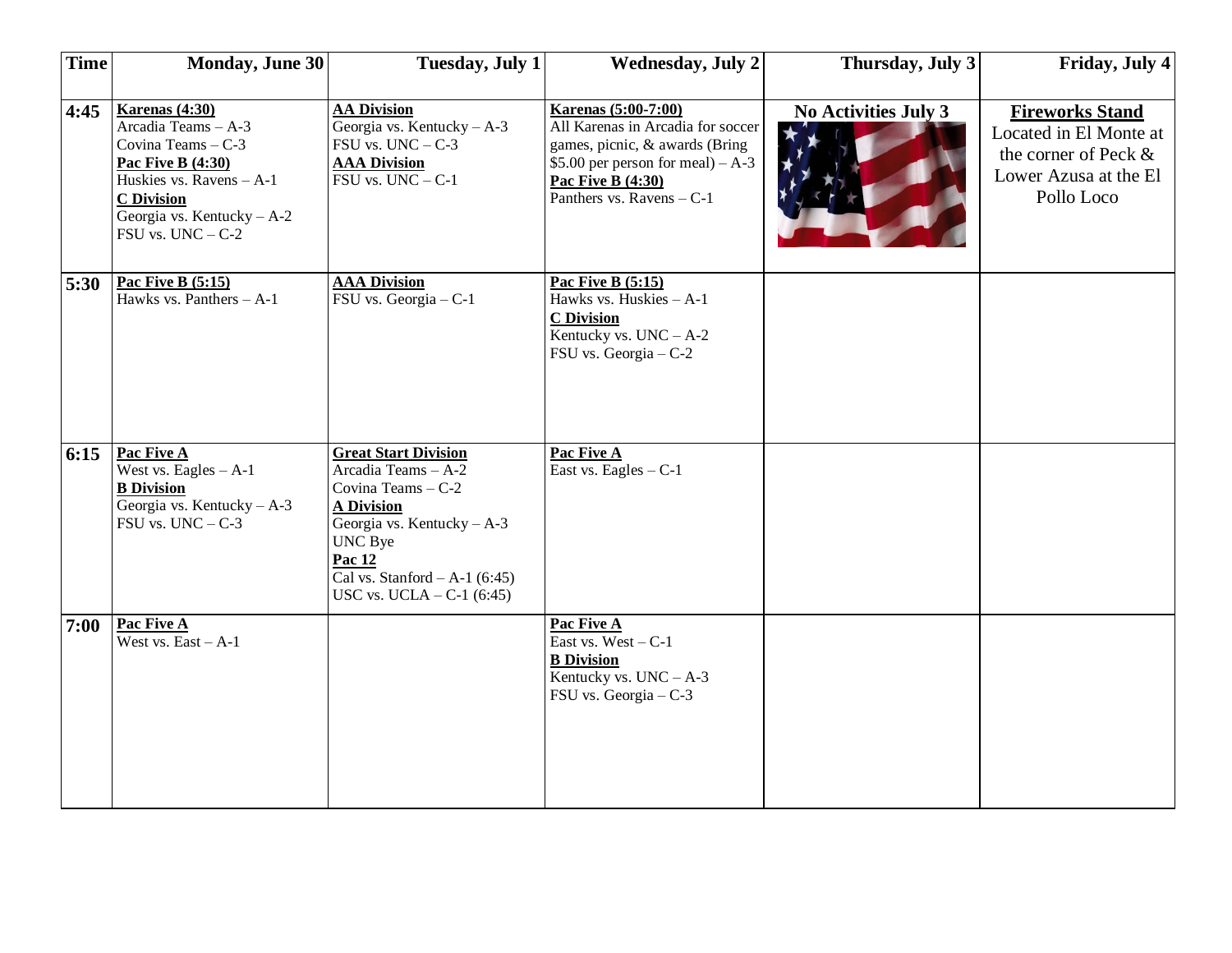| Time | Monday, June 30 | Tuesday, July 1 | Wednesday, July 2 | Thursday, July 3 | Friday, July 4 |
|---|---|---|---|---|---|
| 4:45 | **Karenas (4:30)**<br>Arcadia Teams – A-3<br>Covina Teams – C-3<br>**Pac Five B (4:30)**<br>Huskies vs. Ravens – A-1<br>**C Division**<br>Georgia vs. Kentucky – A-2<br>FSU vs. UNC – C-2 | **AA Division**<br>Georgia vs. Kentucky – A-3<br>FSU vs. UNC – C-3<br>**AAA Division**<br>FSU vs. UNC – C-1 | **Karenas (5:00-7:00)**<br>All Karenas in Arcadia for soccer games, picnic, & awards (Bring $5.00 per person for meal) – A-3<br>**Pac Five B (4:30)**<br>Panthers vs. Ravens – C-1 | **No Activities July 3** | **Fireworks Stand**<br>Located in El Monte at the corner of Peck & Lower Azusa at the El Pollo Loco |
| 5:30 | **Pac Five B (5:15)**<br>Hawks vs. Panthers – A-1 | **AAA Division**<br>FSU vs. Georgia – C-1 | **Pac Five B (5:15)**<br>Hawks vs. Huskies – A-1<br>**C Division**<br>Kentucky vs. UNC – A-2<br>FSU vs. Georgia – C-2 | | |
| 6:15 | **Pac Five A**<br>West vs. Eagles – A-1<br>**B Division**<br>Georgia vs. Kentucky – A-3<br>FSU vs. UNC – C-3 | **Great Start Division**<br>Arcadia Teams – A-2<br>Covina Teams – C-2<br>**A Division**<br>Georgia vs. Kentucky – A-3<br>UNC Bye<br>**Pac 12**<br>Cal vs. Stanford – A-1 (6:45)<br>USC vs. UCLA – C-1 (6:45) | **Pac Five A**<br>East vs. Eagles – C-1 | | |
| 7:00 | **Pac Five A**<br>West vs. East – A-1 | | **Pac Five A**<br>East vs. West – C-1<br>**B Division**<br>Kentucky vs. UNC – A-3<br>FSU vs. Georgia – C-3 | | |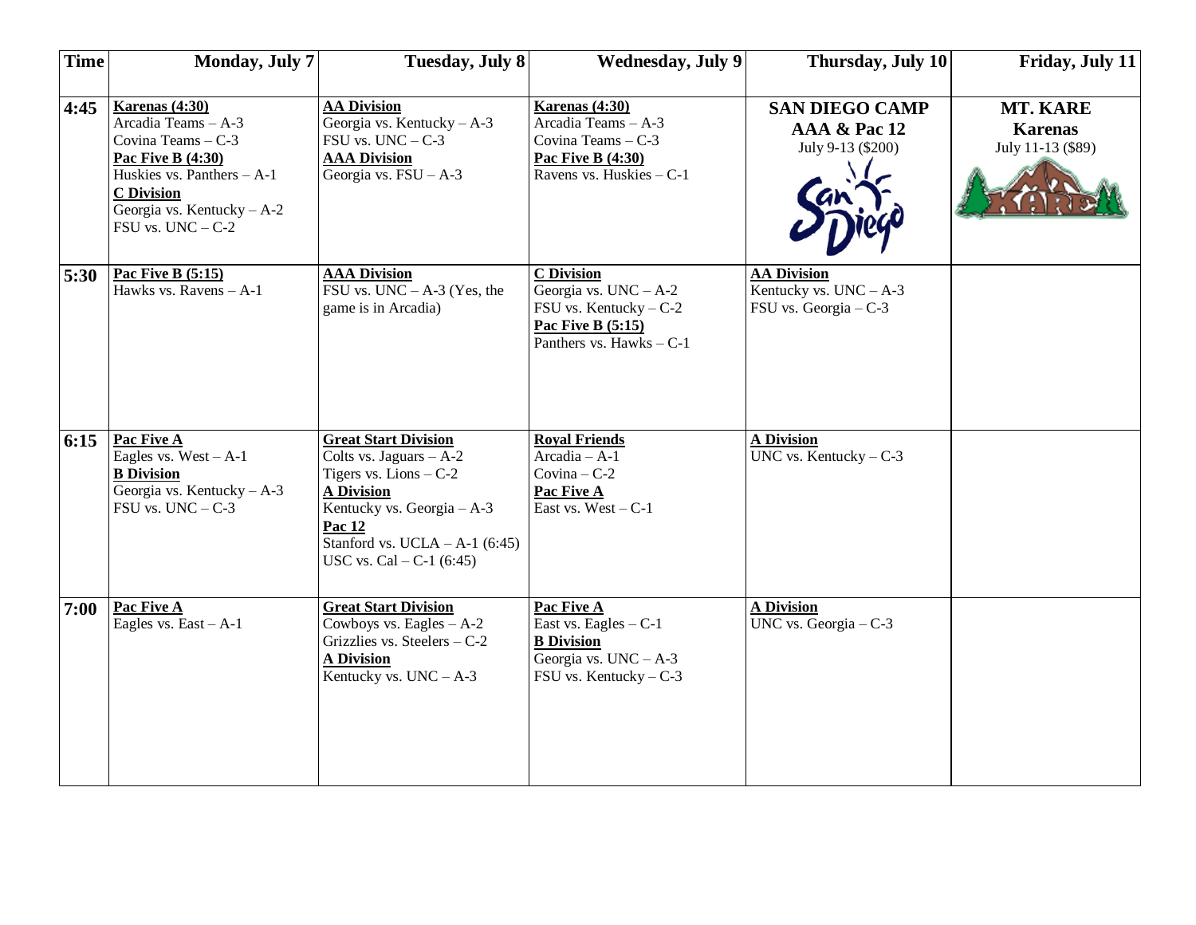| Time | Monday, July 7 | Tuesday, July 8 | Wednesday, July 9 | Thursday, July 10 | Friday, July 11 |
|---|---|---|---|---|---|
| 4:45 | **Karenas (4:30)**<br>Arcadia Teams – A-3<br>Covina Teams – C-3<br>**Pac Five B (4:30)**<br>Huskies vs. Panthers – A-1<br>**C Division**<br>Georgia vs. Kentucky – A-2<br>FSU vs. UNC – C-2 | **AA Division**<br>Georgia vs. Kentucky – A-3<br>FSU vs. UNC – C-3<br>**AAA Division**<br>Georgia vs. FSU – A-3 | **Karenas (4:30)**<br>Arcadia Teams – A-3<br>Covina Teams – C-3<br>**Pac Five B (4:30)**<br>Ravens vs. Huskies – C-1 | **SAN DIEGO CAMP**<br>**AAA & Pac 12**<br>July 9-13 ($200) | **MT. KARE**<br>**Karenas**<br>July 11-13 ($89) |
| 5:30 | **Pac Five B (5:15)**<br>Hawks vs. Ravens – A-1 | **AAA Division**<br>FSU vs. UNC – A-3 (Yes, the game is in Arcadia) | **C Division**<br>Georgia vs. UNC – A-2<br>FSU vs. Kentucky – C-2<br>**Pac Five B (5:15)**<br>Panthers vs. Hawks – C-1 | **AA Division**<br>Kentucky vs. UNC – A-3<br>FSU vs. Georgia – C-3 | |
| 6:15 | **Pac Five A**<br>Eagles vs. West – A-1<br>**B Division**<br>Georgia vs. Kentucky – A-3<br>FSU vs. UNC – C-3 | **Great Start Division**<br>Colts vs. Jaguars – A-2<br>Tigers vs. Lions – C-2<br>**A Division**<br>Kentucky vs. Georgia – A-3<br>**Pac 12**<br>Stanford vs. UCLA – A-1 (6:45)<br>USC vs. Cal – C-1 (6:45) | **Royal Friends**<br>Arcadia – A-1<br>Covina – C-2<br>**Pac Five A**<br>East vs. West – C-1 | **A Division**<br>UNC vs. Kentucky – C-3 | |
| 7:00 | **Pac Five A**<br>Eagles vs. East – A-1 | **Great Start Division**<br>Cowboys vs. Eagles – A-2<br>Grizzlies vs. Steelers – C-2<br>**A Division**<br>Kentucky vs. UNC – A-3 | **Pac Five A**<br>East vs. Eagles – C-1<br>**B Division**<br>Georgia vs. UNC – A-3<br>FSU vs. Kentucky – C-3 | **A Division**<br>UNC vs. Georgia – C-3 | |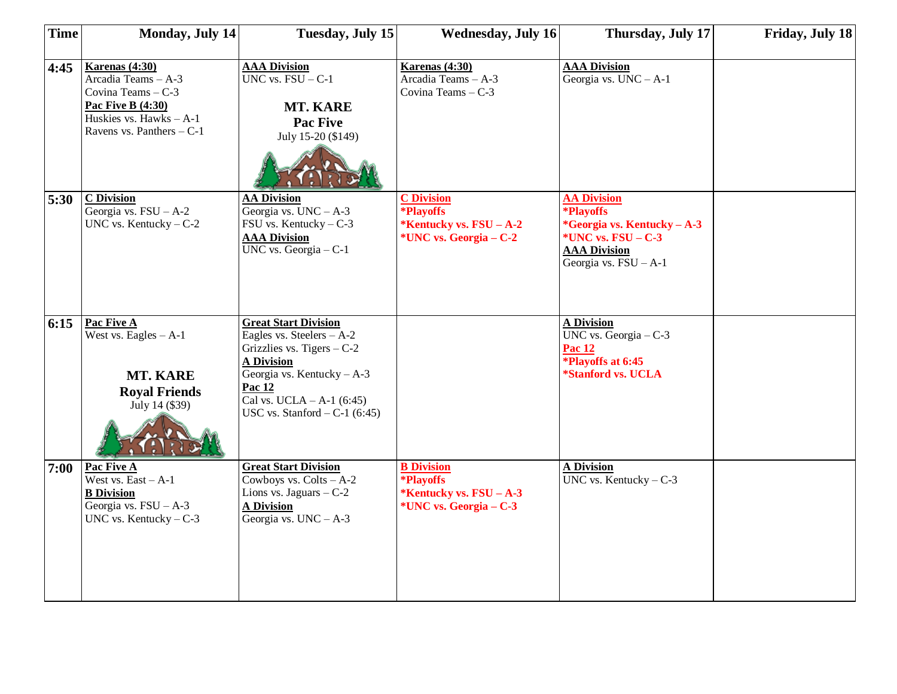| Time | Monday, July 14 | Tuesday, July 15 | Wednesday, July 16 | Thursday, July 17 | Friday, July 18 |
|---|---|---|---|---|---|
| 4:45 | **Karenas (4:30)**<br>Arcadia Teams – A-3<br>Covina Teams – C-3<br>**Pac Five B (4:30)**<br>Huskies vs. Hawks – A-1<br>Ravens vs. Panthers – C-1 | **AAA Division**<br>UNC vs. FSU – C-1<br><br>**MT. KARE**<br>**Pac Five**<br>July 15-20 ($149) | **Karenas (4:30)**<br>Arcadia Teams – A-3<br>Covina Teams – C-3 | **AAA Division**<br>Georgia vs. UNC – A-1 | |
| 5:30 | **C Division**<br>Georgia vs. FSU – A-2<br>UNC vs. Kentucky – C-2 | **AA Division**<br>Georgia vs. UNC – A-3<br>FSU vs. Kentucky – C-3<br>**AAA Division**<br>UNC vs. Georgia – C-1 | **C Division**<br>***Playoffs**<br>***Kentucky vs. FSU – A-2**<br>***UNC vs. Georgia – C-2** | **AA Division**<br>***Playoffs**<br>***Georgia vs. Kentucky – A-3**<br>***UNC vs. FSU – C-3**<br>**AAA Division**<br>Georgia vs. FSU – A-1 | |
| 6:15 | **Pac Five A**<br>West vs. Eagles – A-1<br><br>**MT. KARE**<br>**Royal Friends**<br>July 14 ($39) | **Great Start Division**<br>Eagles vs. Steelers – A-2<br>Grizzlies vs. Tigers – C-2<br>**A Division**<br>Georgia vs. Kentucky – A-3<br>**Pac 12**<br>Cal vs. UCLA – A-1 (6:45)<br>USC vs. Stanford – C-1 (6:45) | | **A Division**<br>UNC vs. Georgia – C-3<br>**Pac 12**<br>***Playoffs at 6:45**<br>***Stanford vs. UCLA** | |
| 7:00 | **Pac Five A**<br>West vs. East – A-1<br>**B Division**<br>Georgia vs. FSU – A-3<br>UNC vs. Kentucky – C-3 | **Great Start Division**<br>Cowboys vs. Colts – A-2<br>Lions vs. Jaguars – C-2<br>**A Division**<br>Georgia vs. UNC – A-3 | **B Division**<br>***Playoffs**<br>***Kentucky vs. FSU – A-3**<br>***UNC vs. Georgia – C-3** | **A Division**<br>UNC vs. Kentucky – C-3 | |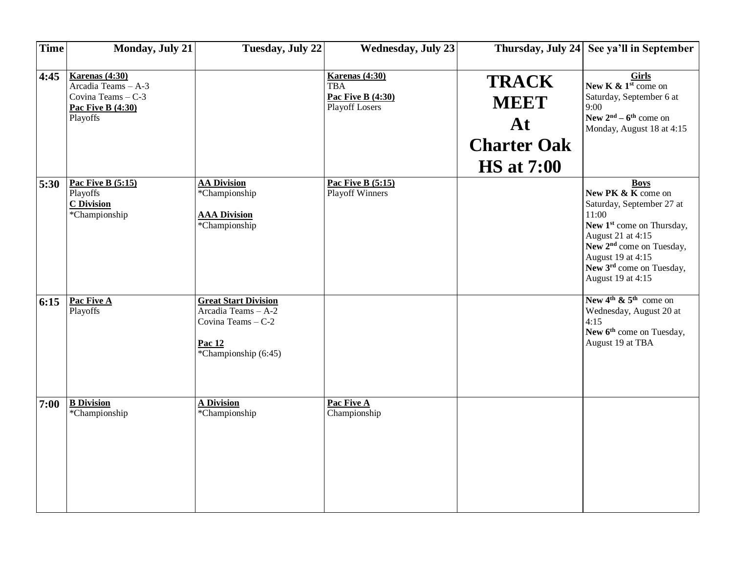| Time | Monday, July 21 | Tuesday, July 22 | Wednesday, July 23 | Thursday, July 24 | See ya'll in September |
|---|---|---|---|---|---|
| 4:45 | **Karenas (4:30)**<br>Arcadia Teams – A-3<br>Covina Teams – C-3<br>**Pac Five B (4:30)**<br>Playoffs | | **Karenas (4:30)**<br>TBA<br>**Pac Five B (4:30)**<br>Playoff Losers | **TRACK MEET At Charter Oak HS at 7:00** | **Girls**<br>**New K & 1st** come on Saturday, September 6 at 9:00<br>**New 2nd – 6th** come on Monday, August 18 at 4:15 |
| 5:30 | **Pac Five B (5:15)**<br>Playoffs<br>**C Division**<br>*Championship | **AA Division**<br>*Championship<br><br>**AAA Division**<br>*Championship | **Pac Five B (5:15)**<br>Playoff Winners | | **Boys**<br>**New PK & K** come on Saturday, September 27 at 11:00<br>**New 1st** come on Thursday, August 21 at 4:15<br>**New 2nd** come on Tuesday, August 19 at 4:15<br>**New 3rd** come on Tuesday, August 19 at 4:15 |
| 6:15 | **Pac Five A**<br>Playoffs | **Great Start Division**<br>Arcadia Teams – A-2<br>Covina Teams – C-2<br><br>**Pac 12**<br>*Championship (6:45) | | | **New 4th & 5th** come on Wednesday, August 20 at 4:15<br>**New 6th** come on Tuesday, August 19 at TBA |
| 7:00 | **B Division**<br>*Championship | **A Division**<br>*Championship | **Pac Five A**<br>Championship | | |